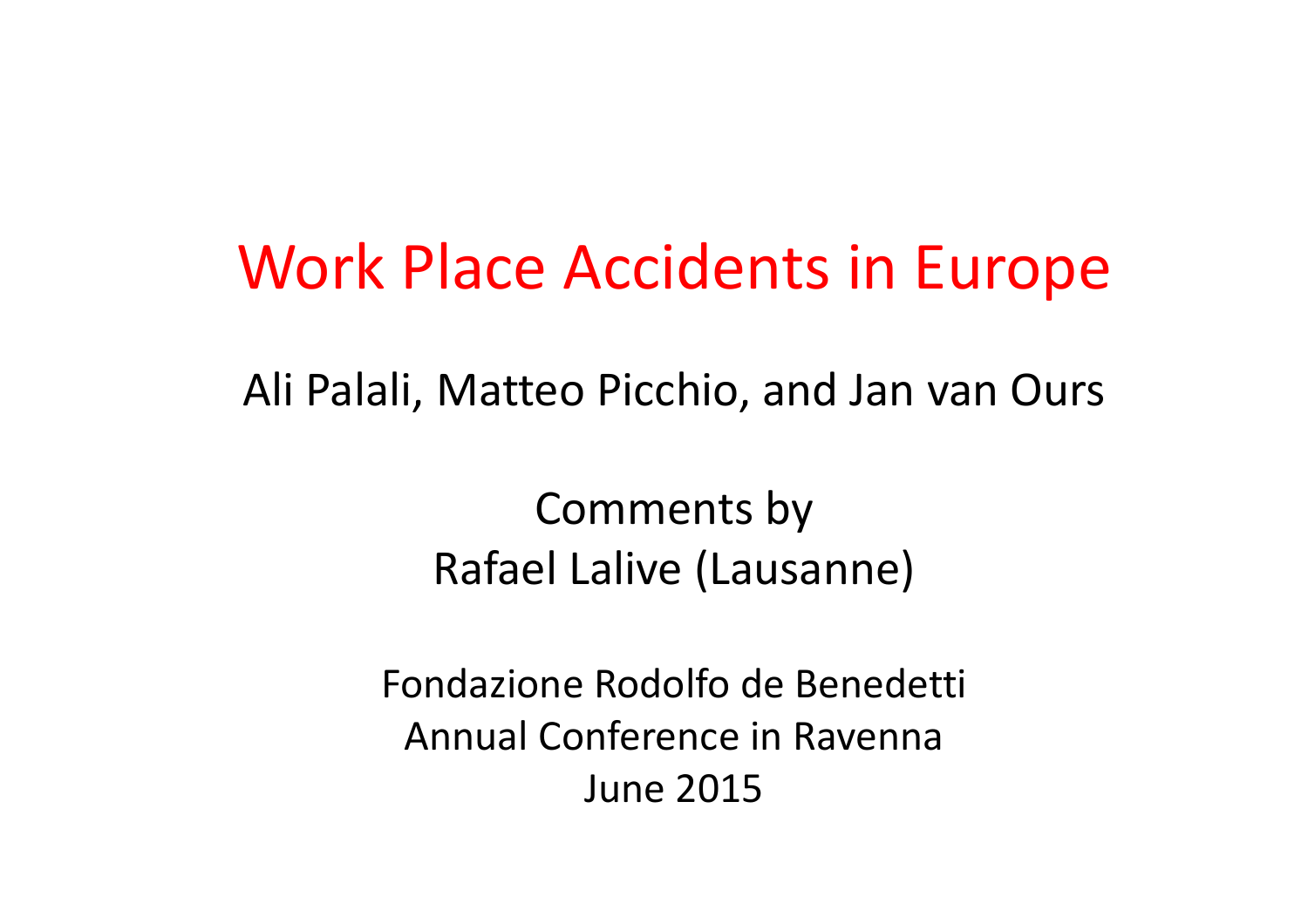# Work Place Accidents in Europe

Ali Palali, Matteo Picchio, and Jan van Ours

Comments by
Rafael Lalive (Lausanne)

Fondazione Rodolfo de Benedetti
Annual Conference in Ravenna
June 2015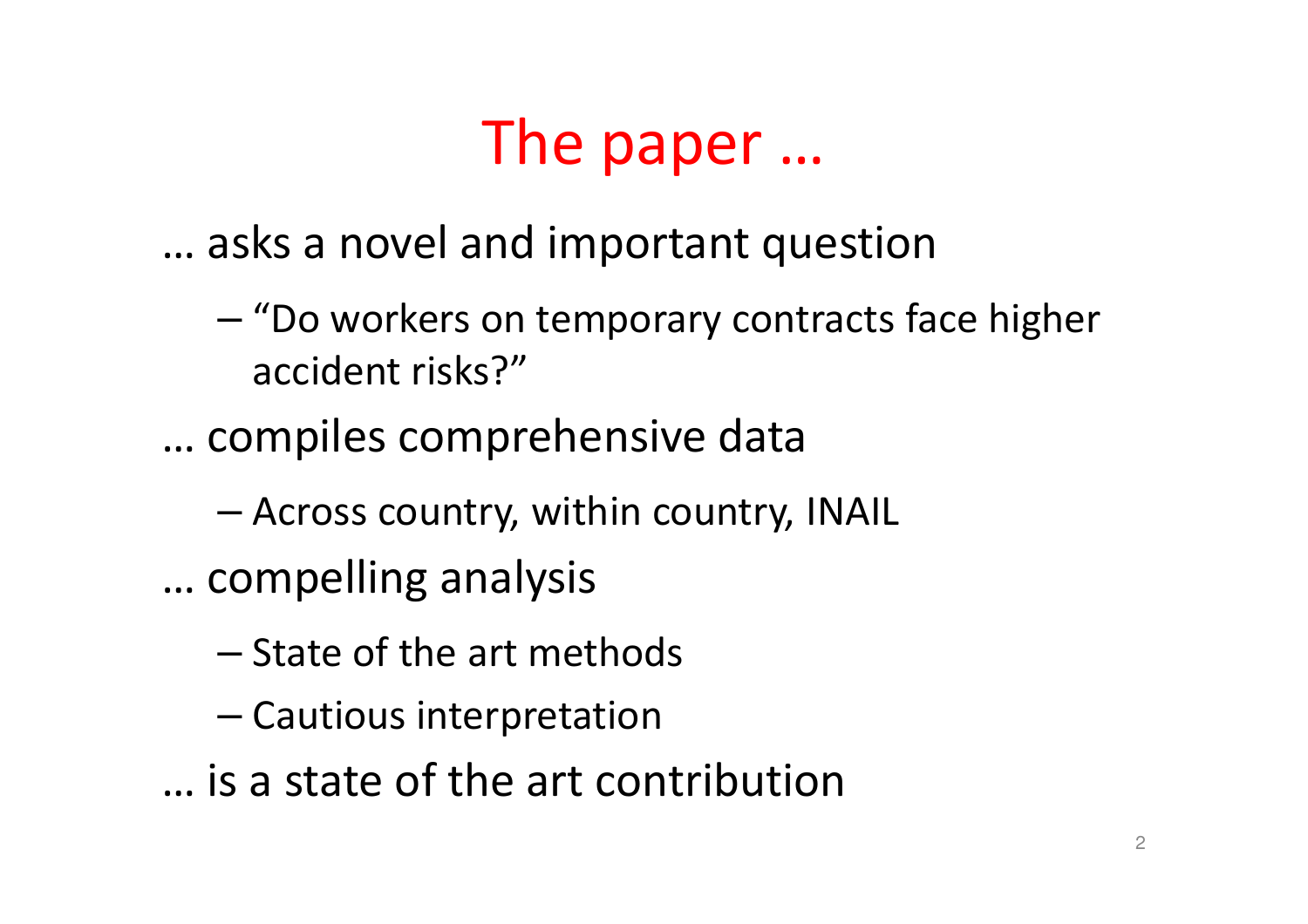# The paper …

… asks a novel and important question

- "Do workers on temporary contracts face higher accident risks?"

… compiles comprehensive data

- Across country, within country, INAIL

… compelling analysis

- State of the art methods
- Cautious interpretation

… is a state of the art contribution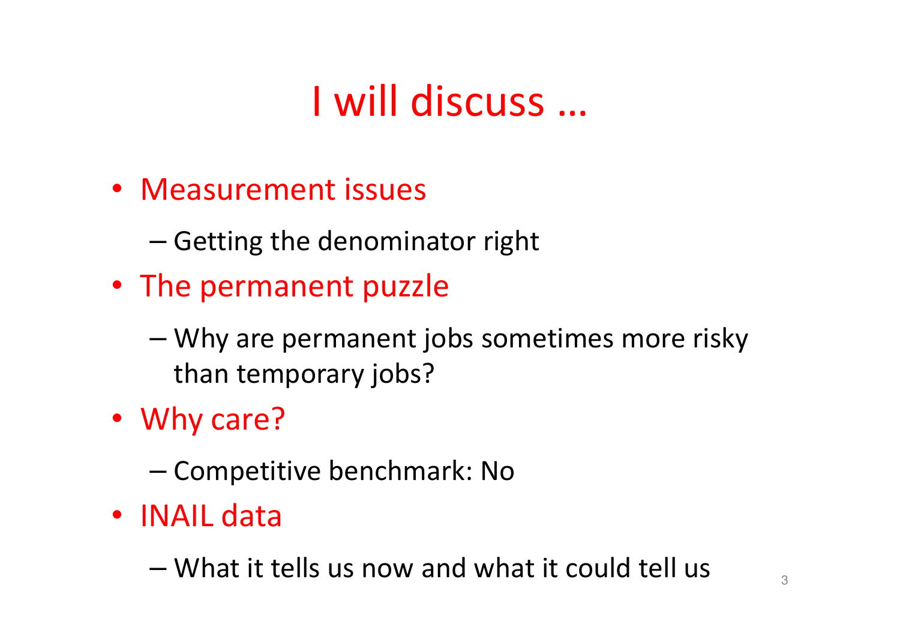# I will discuss …

- Measurement issues
  - Getting the denominator right
- The permanent puzzle
  - Why are permanent jobs sometimes more risky than temporary jobs?
- Why care?
  - Competitive benchmark: No
- INAIL data
  - What it tells us now and what it could tell us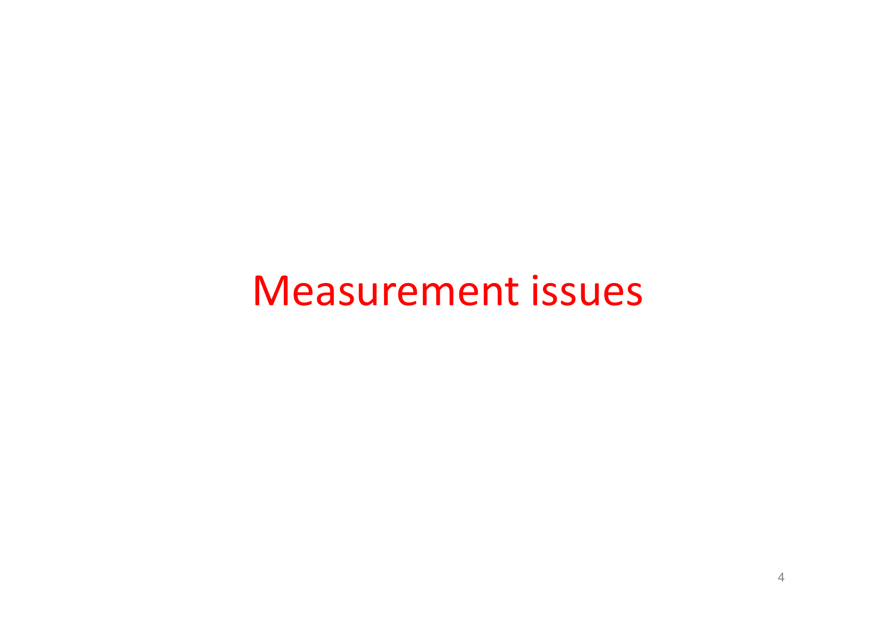# Measurement issues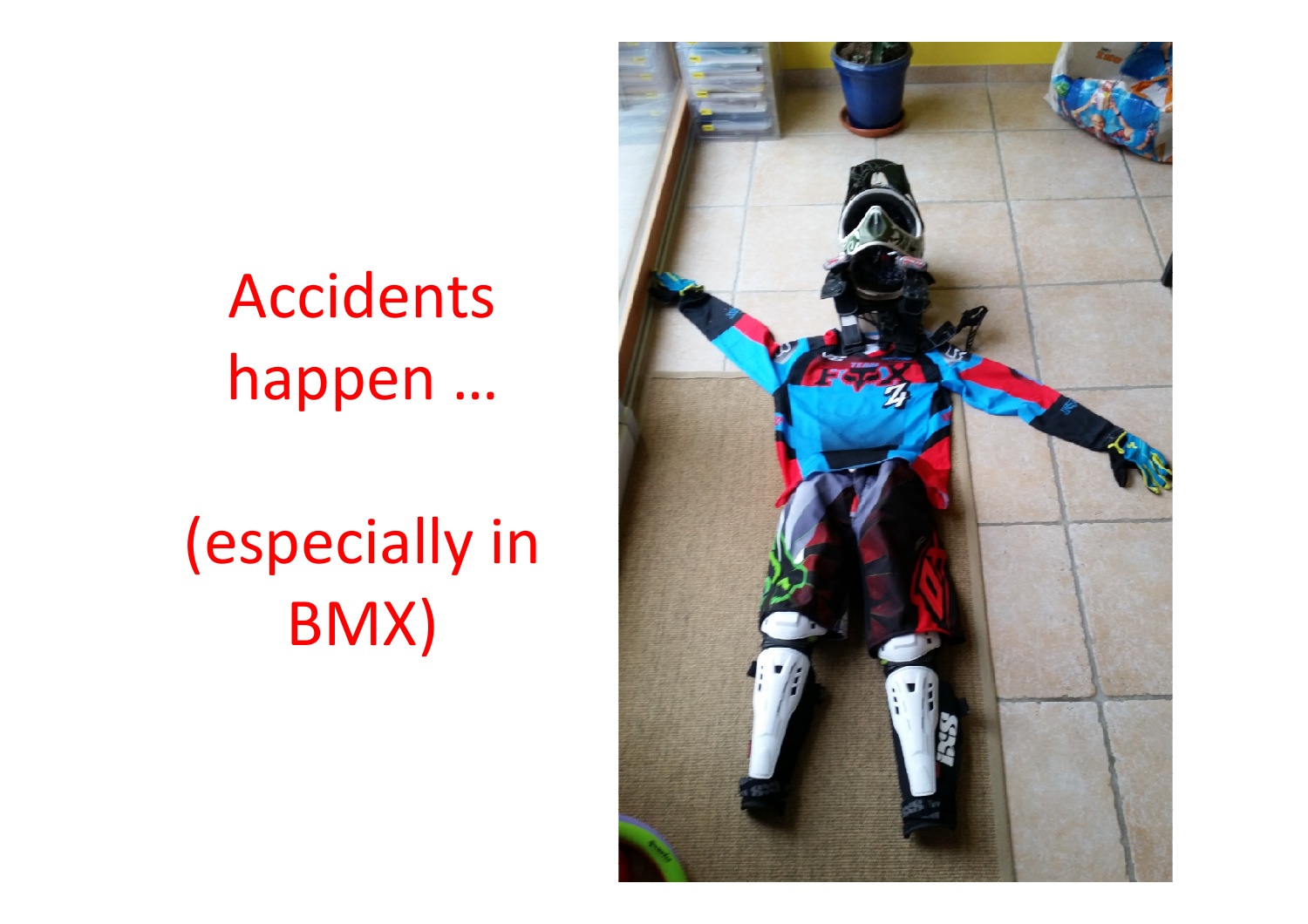Accidents happen …

(especially in BMX)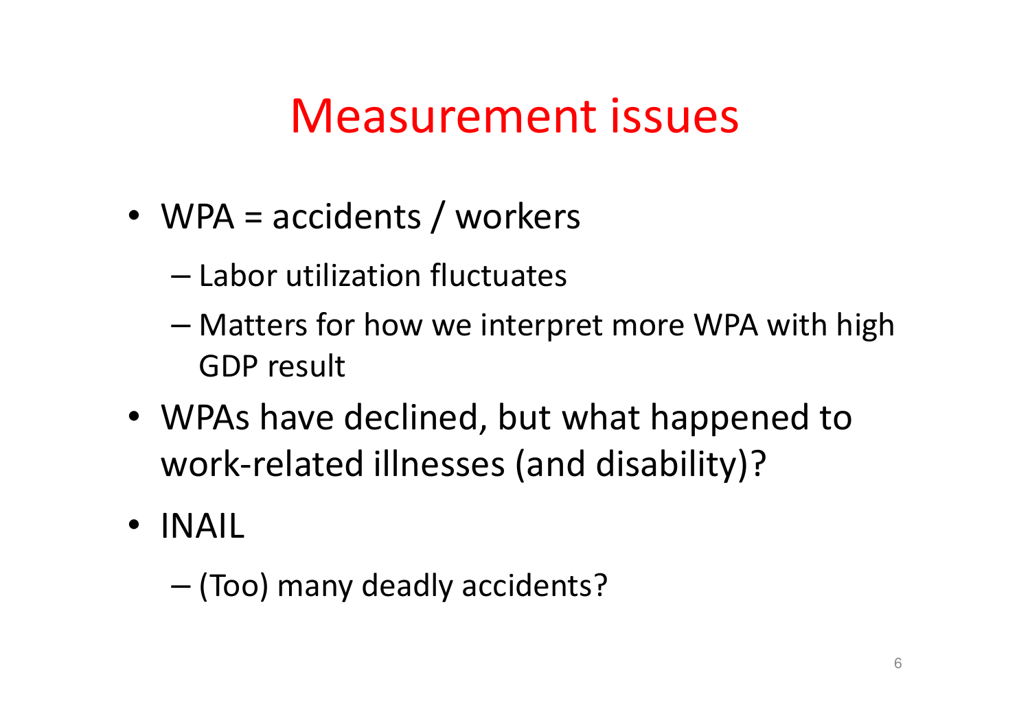# Measurement issues

- WPA = accidents / workers
  - Labor utilization fluctuates
  - Matters for how we interpret more WPA with high GDP result
- WPAs have declined, but what happened to work-related illnesses (and disability)?
- INAIL
  - (Too) many deadly accidents?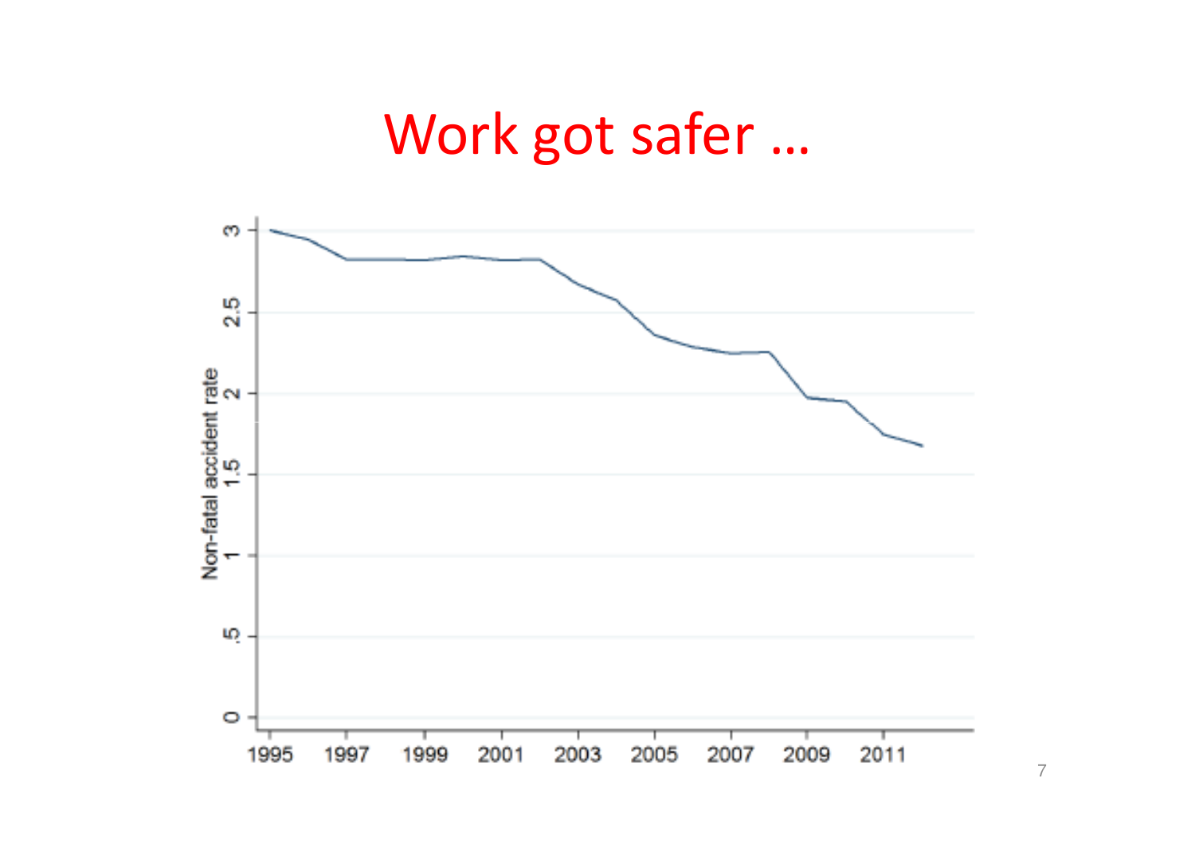# Work got safer …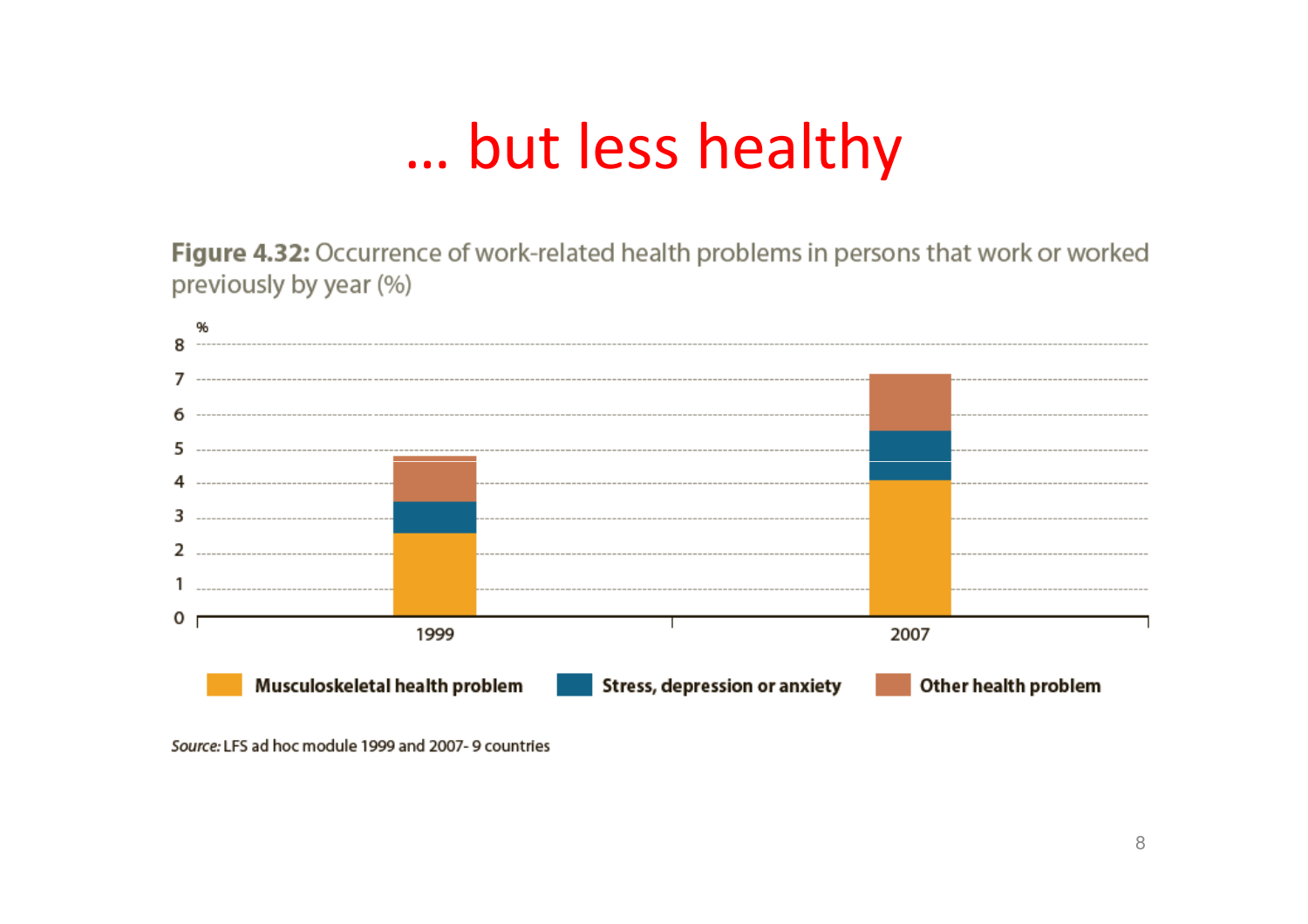# … but less healthy

**Figure 4.32:** Occurrence of work-related health problems in persons that work or worked previously by year (%)

*Source:* LFS ad hoc module 1999 and 2007- 9 countries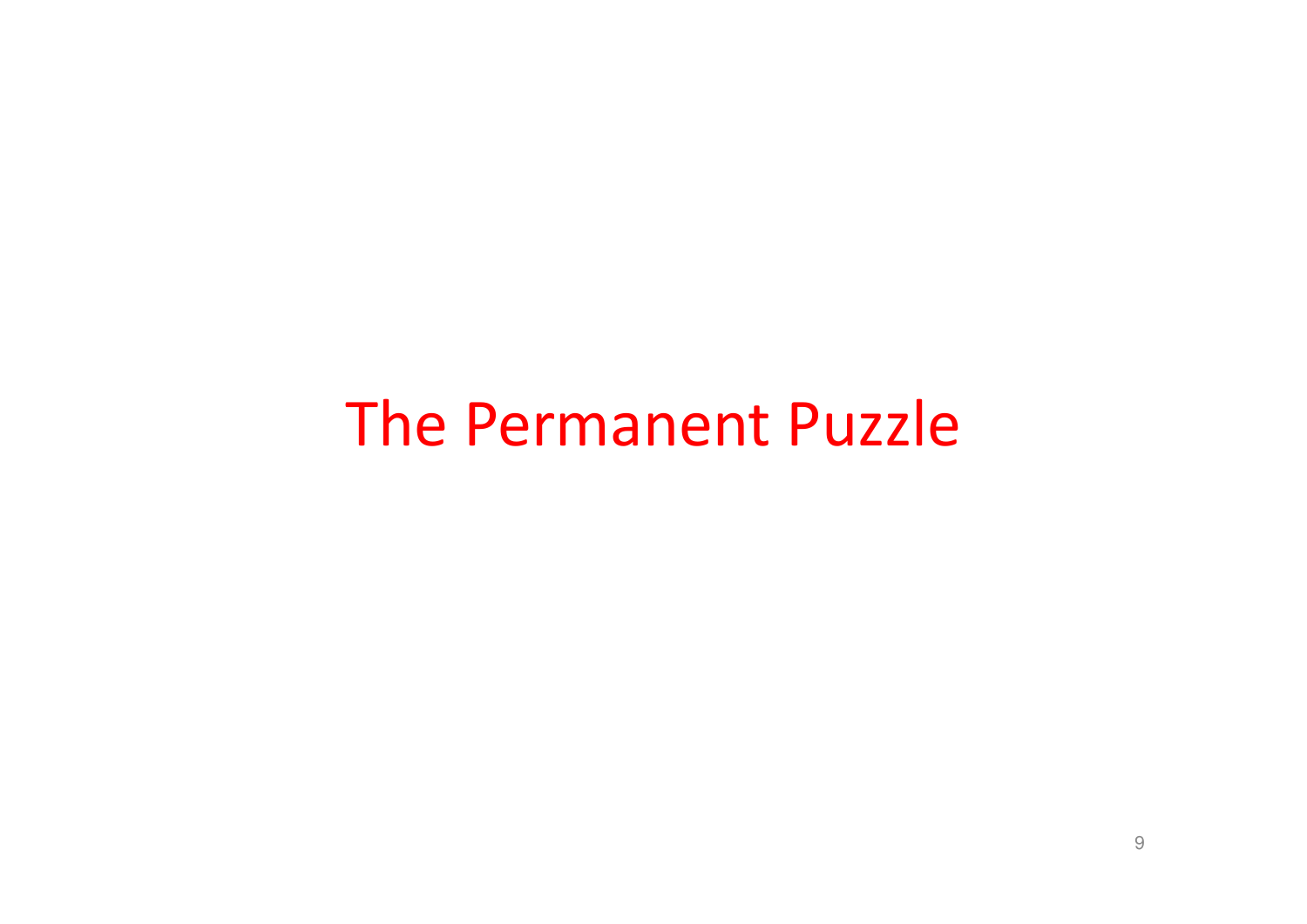# The Permanent Puzzle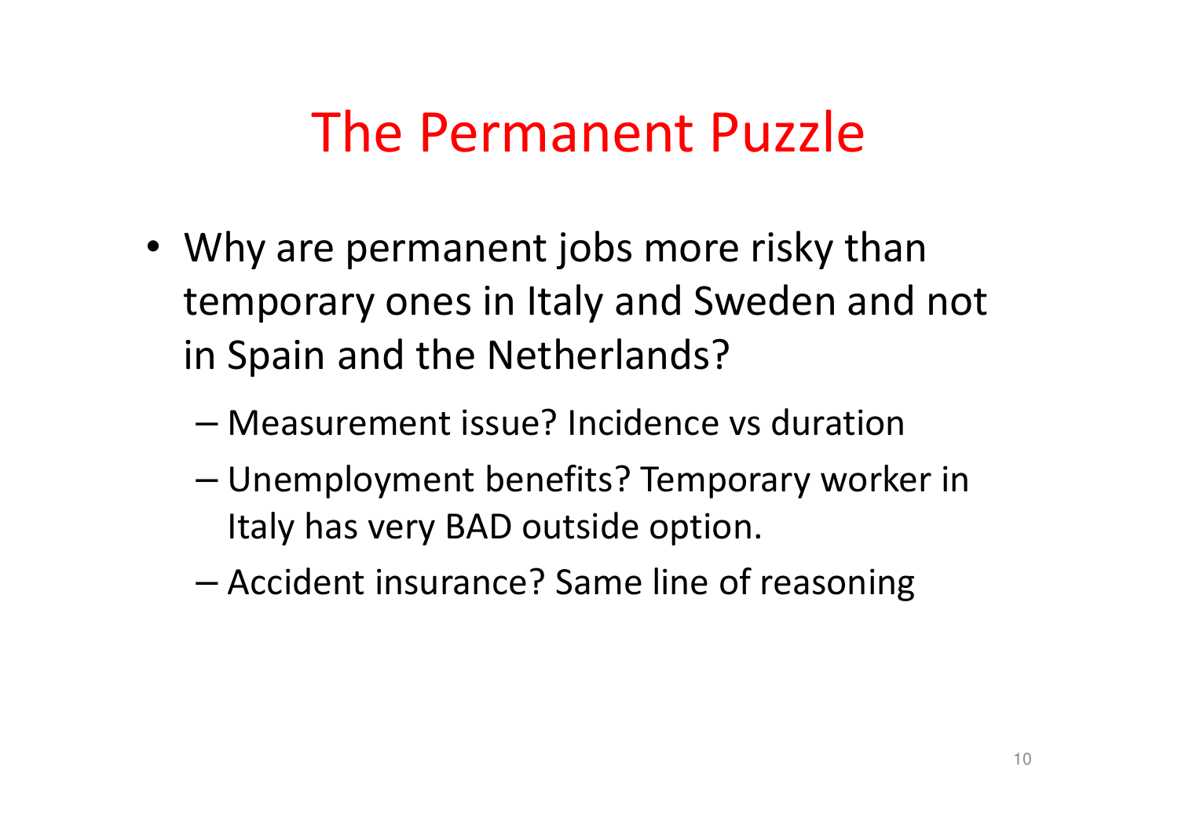# The Permanent Puzzle

- Why are permanent jobs more risky than temporary ones in Italy and Sweden and not in Spain and the Netherlands?
  - Measurement issue? Incidence vs duration
  - Unemployment benefits? Temporary worker in Italy has very BAD outside option.
  - Accident insurance? Same line of reasoning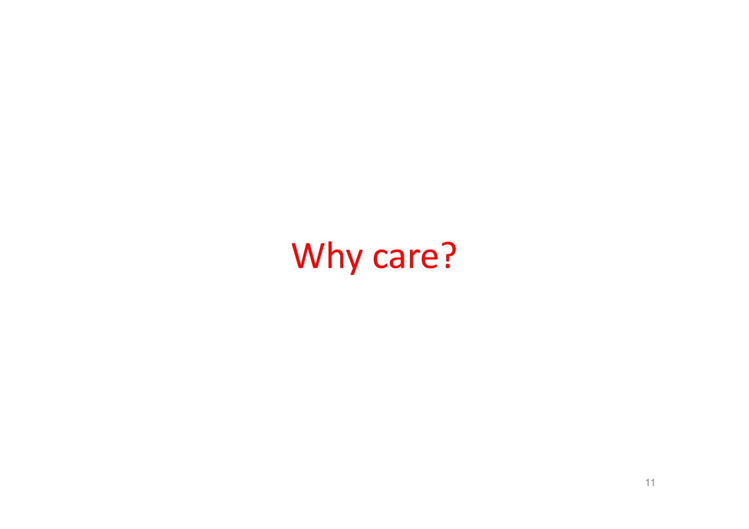# Why care?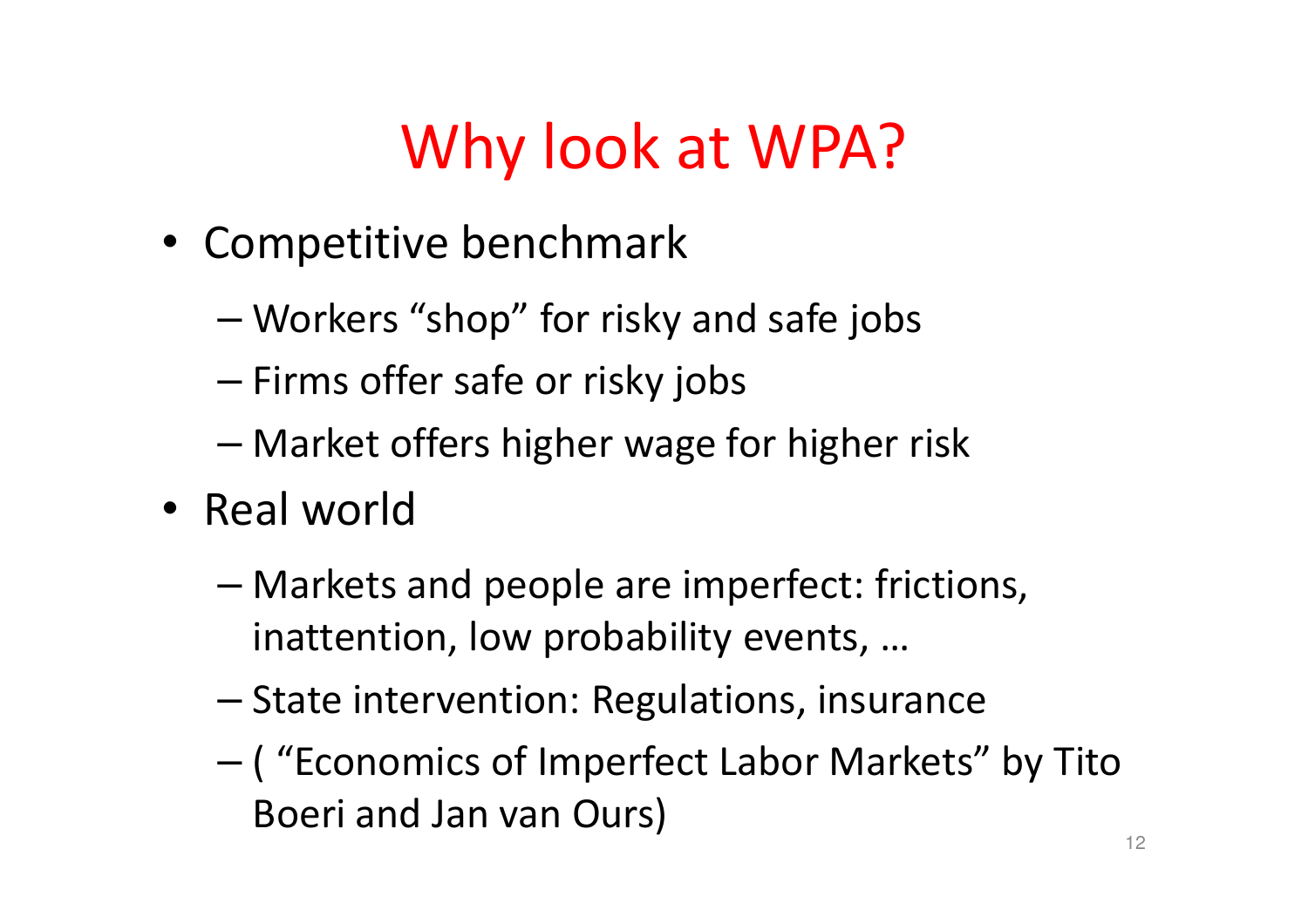# Why look at WPA?

- Competitive benchmark
  - Workers “shop” for risky and safe jobs
  - Firms offer safe or risky jobs
  - Market offers higher wage for higher risk
- Real world
  - Markets and people are imperfect: frictions, inattention, low probability events, …
  - State intervention: Regulations, insurance
  - ( “Economics of Imperfect Labor Markets” by Tito Boeri and Jan van Ours)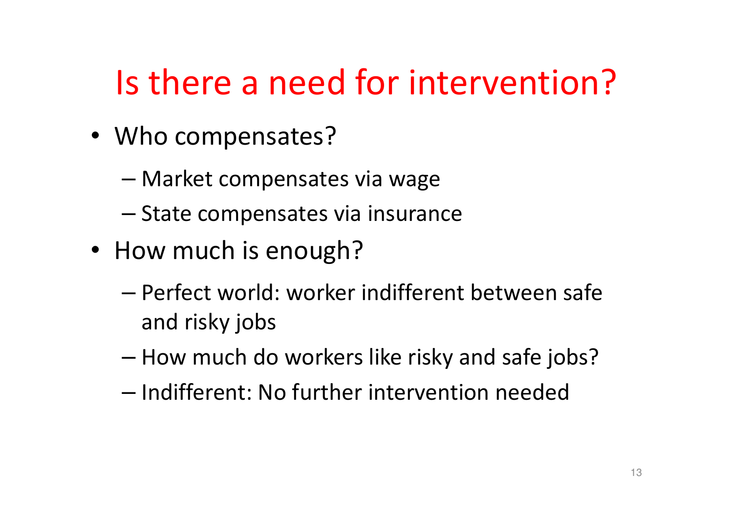# Is there a need for intervention?

- Who compensates?
  - Market compensates via wage
  - State compensates via insurance
- How much is enough?
  - Perfect world: worker indifferent between safe and risky jobs
  - How much do workers like risky and safe jobs?
  - Indifferent: No further intervention needed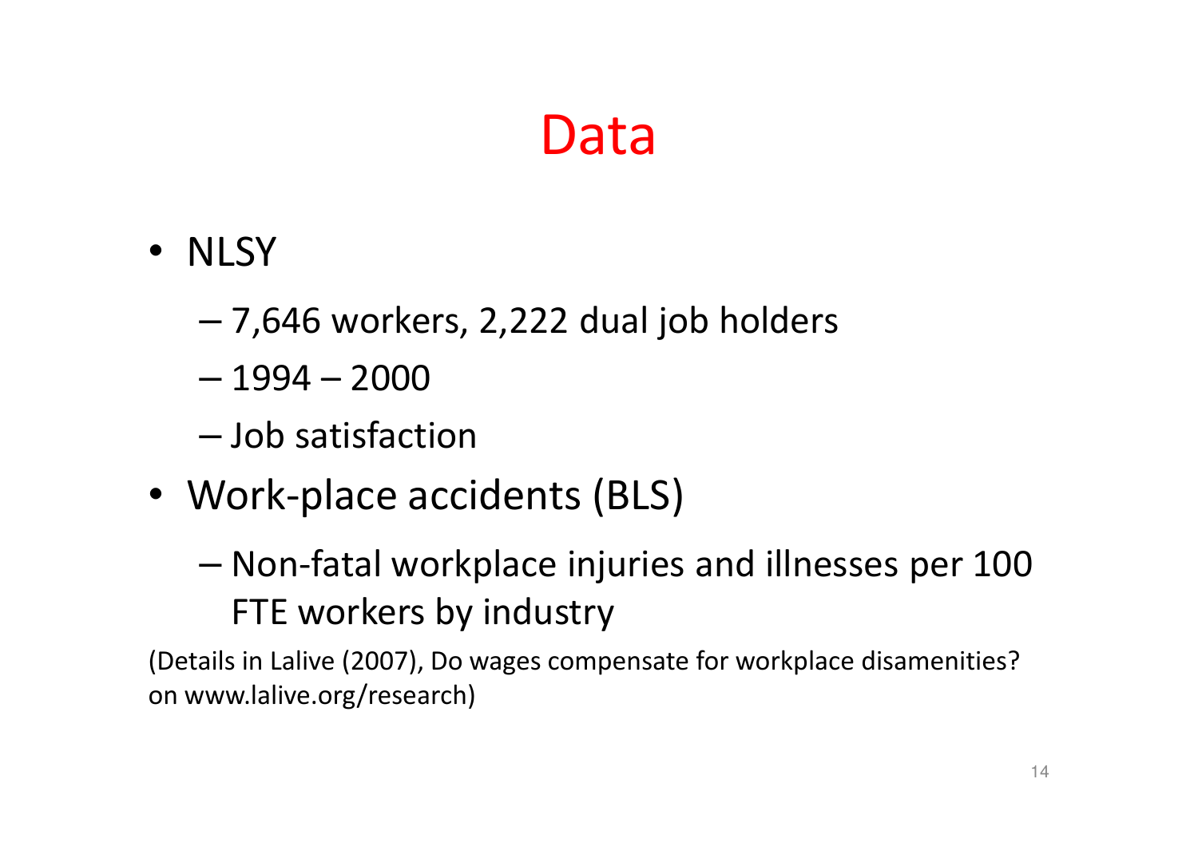# Data

- NLSY
  - 7,646 workers, 2,222 dual job holders
  - 1994 – 2000
  - Job satisfaction
- Work-place accidents (BLS)
  - Non-fatal workplace injuries and illnesses per 100 FTE workers by industry

(Details in Lalive (2007), Do wages compensate for workplace disamenities? on www.lalive.org/research)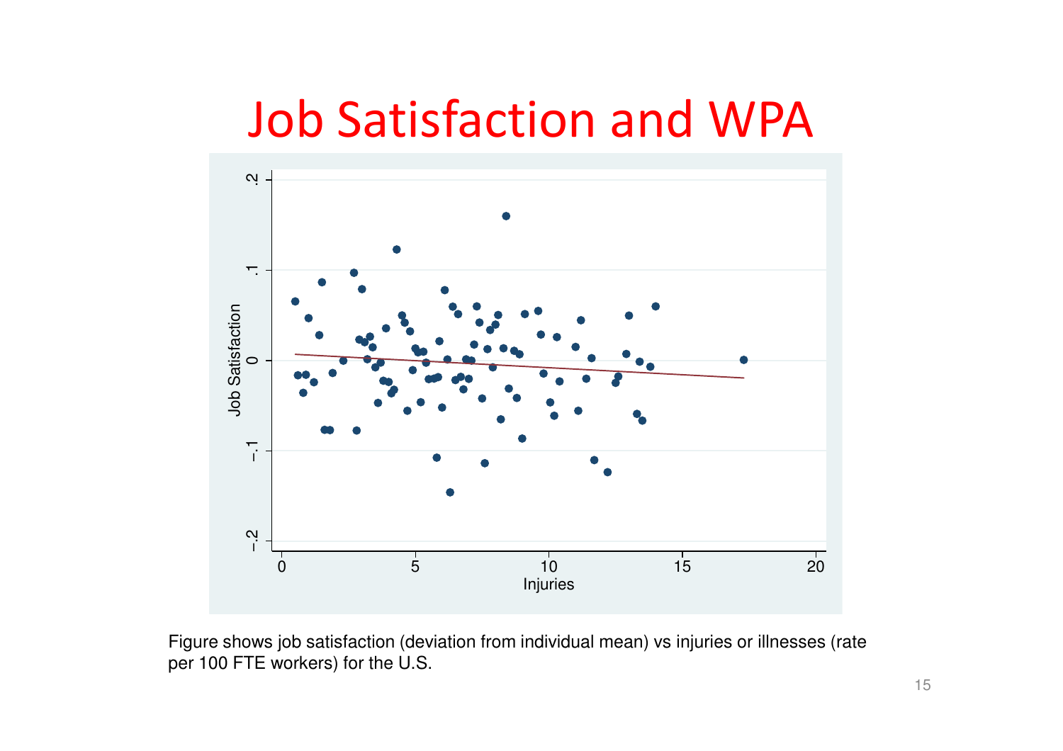# Job Satisfaction and WPA

Figure shows job satisfaction (deviation from individual mean) vs injuries or illnesses (rate per 100 FTE workers) for the U.S.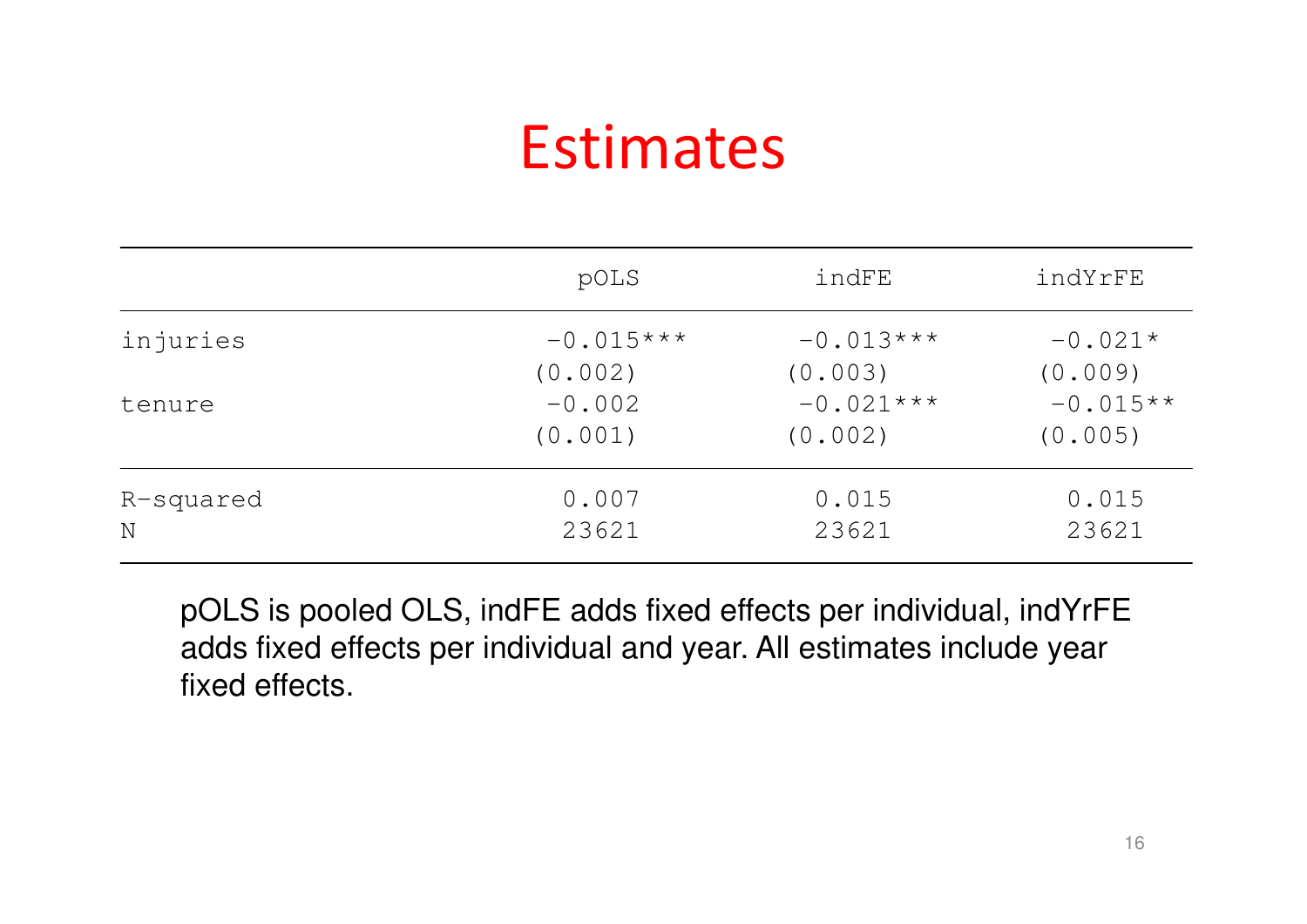# Estimates

| | pOLS | indFE | indYrFE |
|---|---|---|---|
| injuries | −0.015*** | −0.013*** | −0.021* |
| | (0.002) | (0.003) | (0.009) |
| tenure | −0.002 | −0.021*** | −0.015** |
| | (0.001) | (0.002) | (0.005) |
| R-squared | 0.007 | 0.015 | 0.015 |
| N | 23621 | 23621 | 23621 |

pOLS is pooled OLS, indFE adds fixed effects per individual, indYrFE adds fixed effects per individual and year. All estimates include year fixed effects.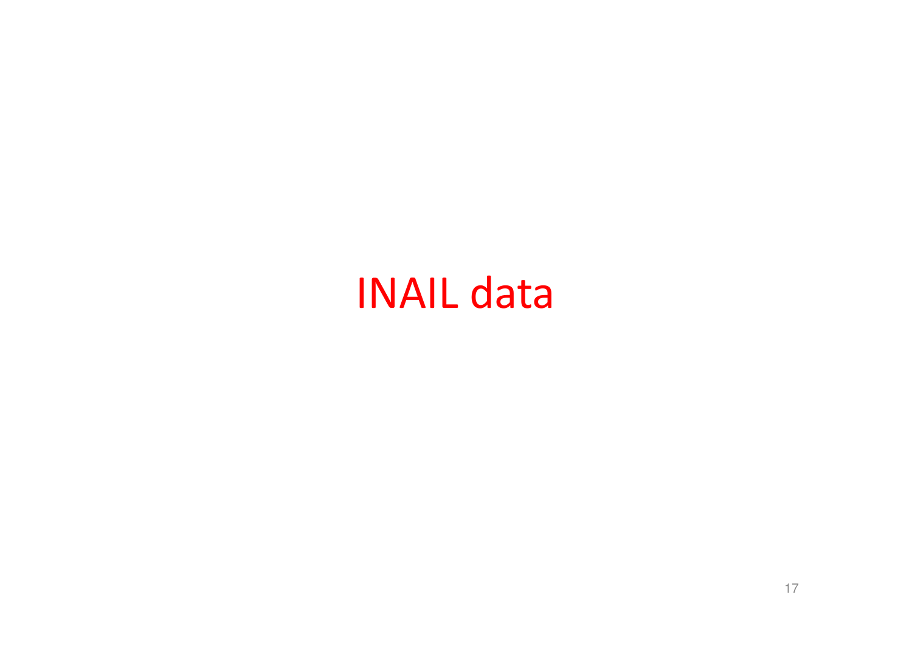# INAIL data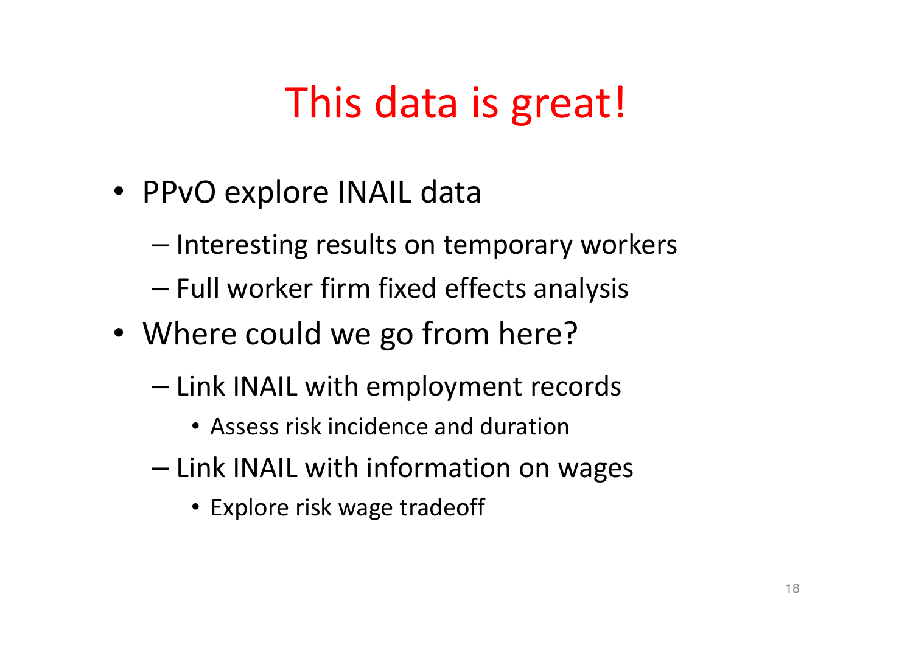# This data is great!

- PPvO explore INAIL data
  - Interesting results on temporary workers
  - Full worker firm fixed effects analysis
- Where could we go from here?
  - Link INAIL with employment records
    - Assess risk incidence and duration
  - Link INAIL with information on wages
    - Explore risk wage tradeoff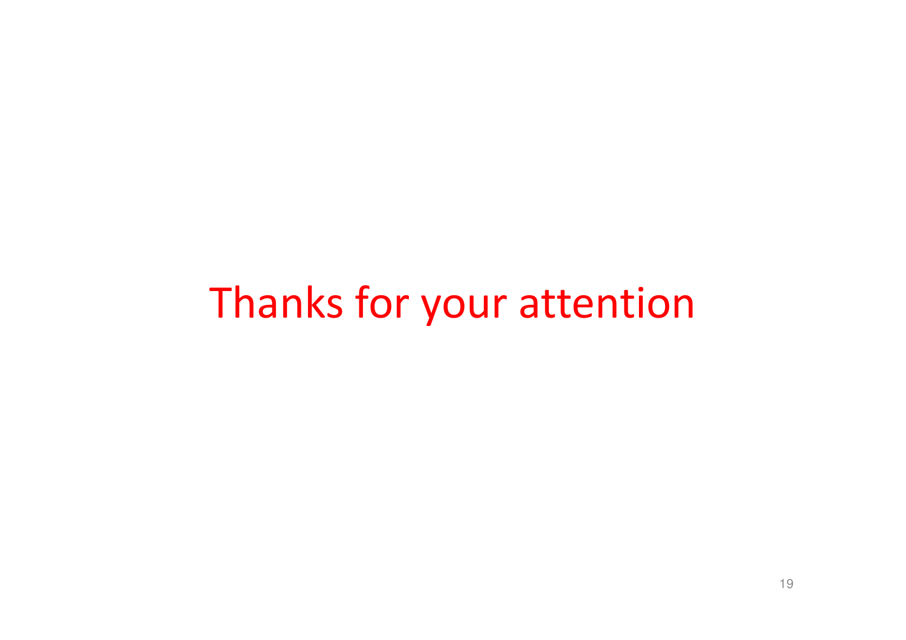Thanks for your attention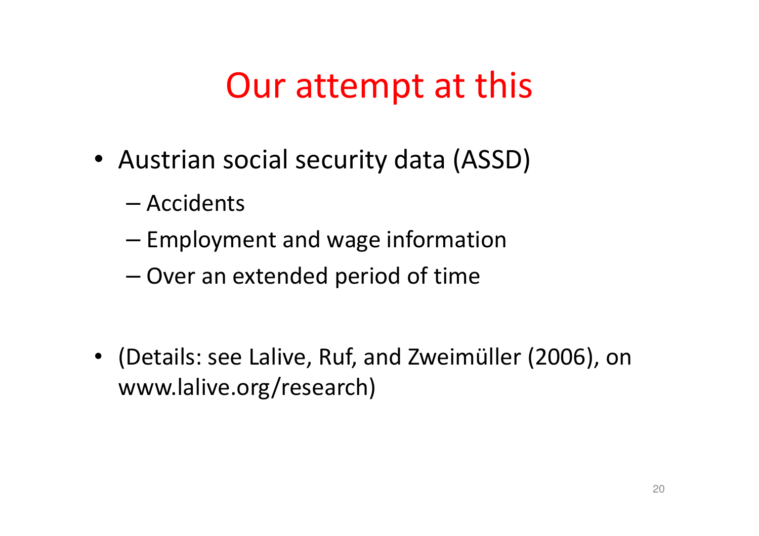# Our attempt at this

- Austrian social security data (ASSD)
  - Accidents
  - Employment and wage information
  - Over an extended period of time

- (Details: see Lalive, Ruf, and Zweimüller (2006), on www.lalive.org/research)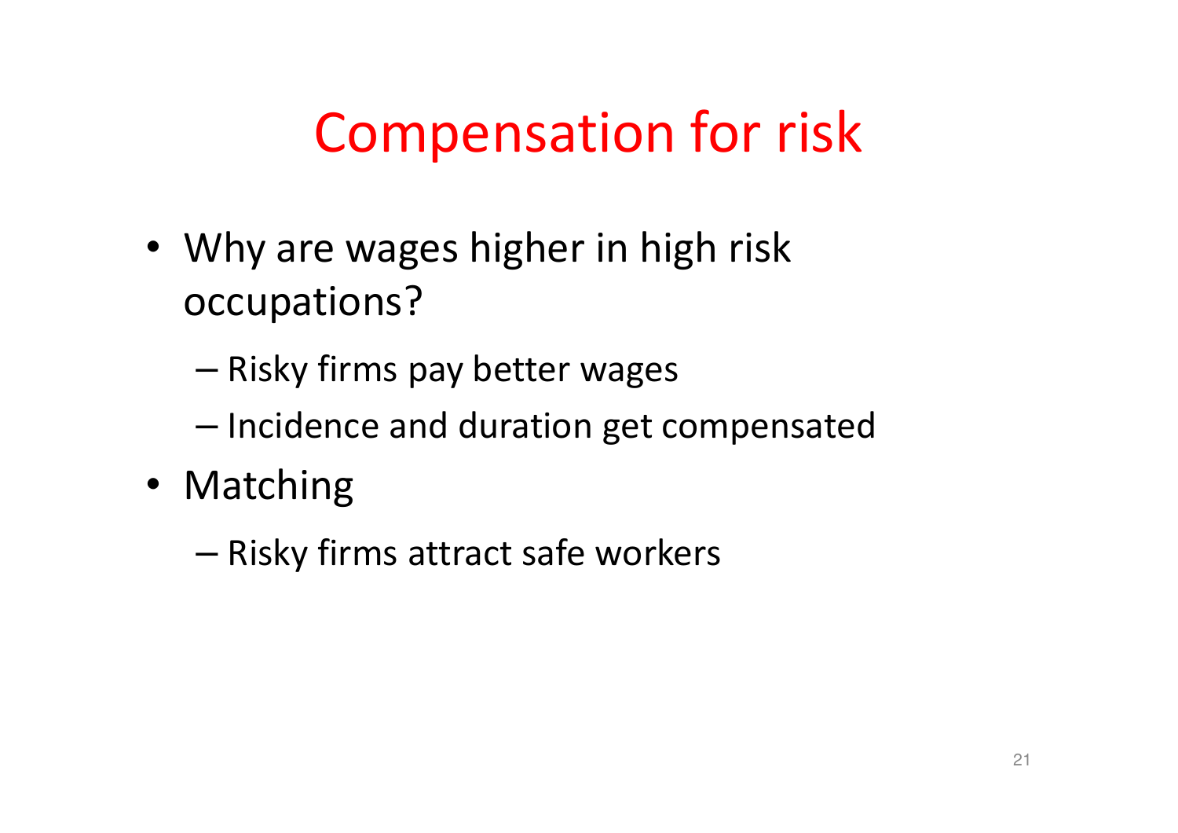# Compensation for risk

- Why are wages higher in high risk occupations?
  - Risky firms pay better wages
  - Incidence and duration get compensated
- Matching
  - Risky firms attract safe workers